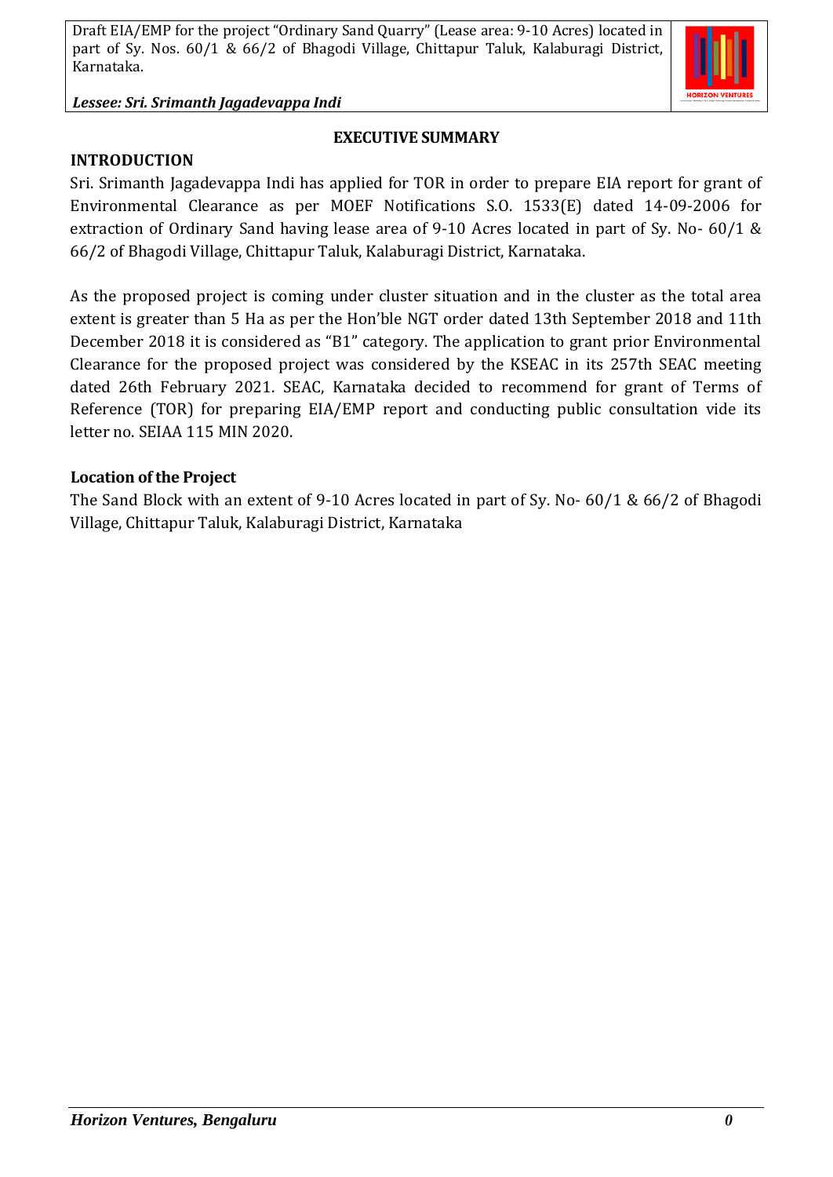# EXECUTIVE SUMMARY

## INTRODUCTION

Sri. Srimanth Jagadevappa Indi has applied for TOR in order to prepare EIA report for grant of Environmental Clearance as per MOEF Notifications S.O. 1533(E) dated 14-09-2006 for extraction of Ordinary Sand having lease area of 9-10 Acres located in part of Sy. No- 60/1 & 66/2 of Bhagodi Village, Chittapur Taluk, Kalaburagi District, Karnataka.

As the proposed project is coming under cluster situation and in the cluster as the total area extent is greater than 5 Ha as per the Hon'ble NGT order dated 13th September 2018 and 11th December 2018 it is considered as "B1" category. The application to grant prior Environmental Clearance for the proposed project was considered by the KSEAC in its 257th SEAC meeting dated 26th February 2021. SEAC, Karnataka decided to recommend for grant of Terms of Reference (TOR) for preparing EIA/EMP report and conducting public consultation vide its letter no. SEIAA 115 MIN 2020.

### Location of the Project

The Sand Block with an extent of 9-10 Acres located in part of Sy. No- 60/1 & 66/2 of Bhagodi Village, Chittapur Taluk, Kalaburagi District, Karnataka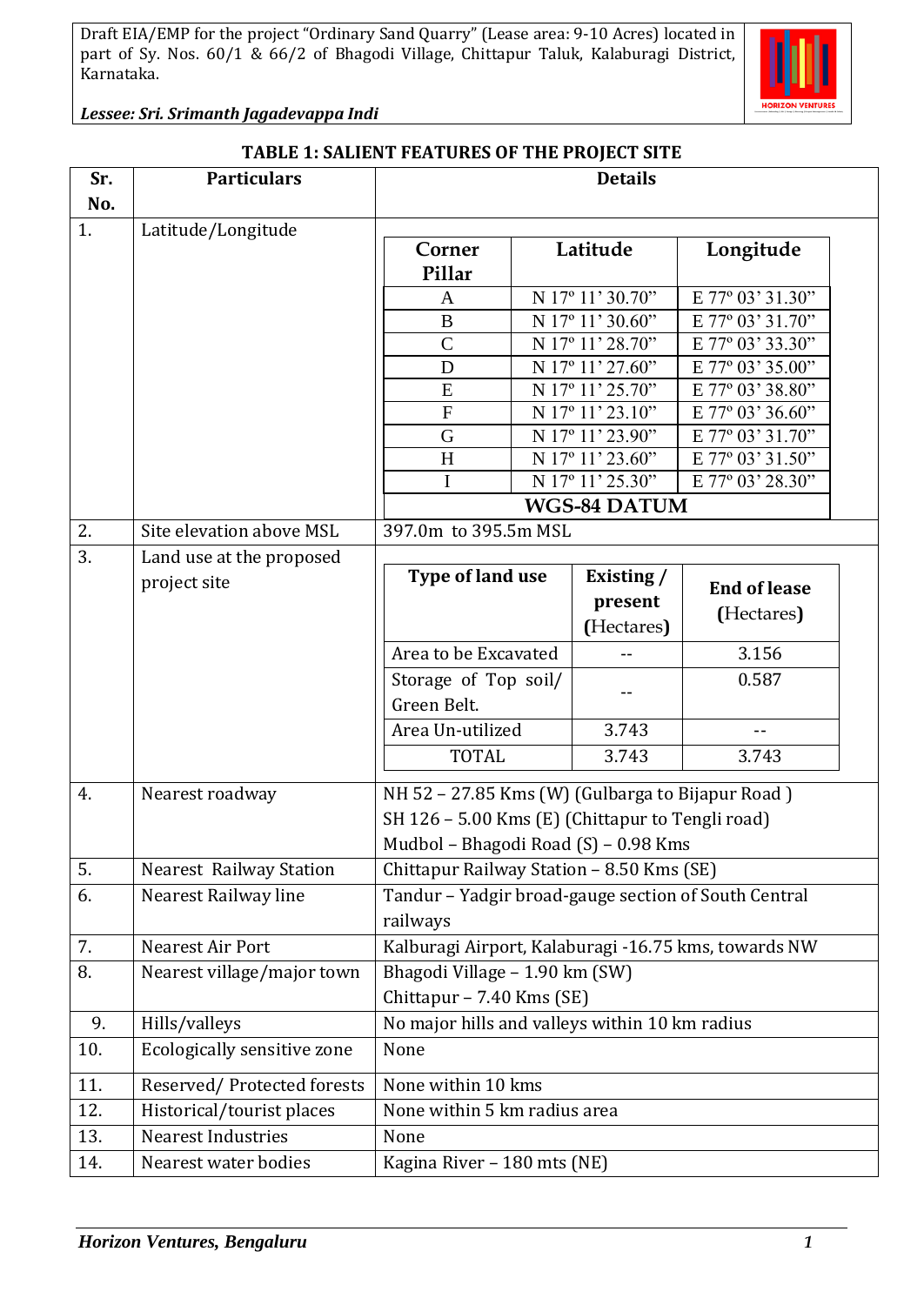**TABLE 1: SALIENT FEATURES OF THE PROJECT SITE**

| Sr. No. | Particulars | Details |
|---|---|---|
| 1. | Latitude/Longitude | Corner Pillar / Latitude / Longitude:<br>A – N 17° 11' 30.70" – E 77° 03' 31.30"<br>B – N 17° 11' 30.60" – E 77° 03' 31.70"<br>C – N 17° 11' 28.70" – E 77° 03' 33.30"<br>D – N 17° 11' 27.60" – E 77° 03' 35.00"<br>E – N 17° 11' 25.70" – E 77° 03' 38.80"<br>F – N 17° 11' 23.10" – E 77° 03' 36.60"<br>G – N 17° 11' 23.90" – E 77° 03' 31.70"<br>H – N 17° 11' 23.60" – E 77° 03' 31.50"<br>I – N 17° 11' 25.30" – E 77° 03' 28.30"<br>**WGS-84 DATUM** |
| 2. | Site elevation above MSL | 397.0m to 395.5m MSL |
| 3. | Land use at the proposed project site | Type of land use / Existing / present (Hectares) / End of lease (Hectares):<br>Area to be Excavated – -- – 3.156<br>Storage of Top soil/ Green Belt. – -- – 0.587<br>Area Un-utilized – 3.743 – --<br>TOTAL – 3.743 – 3.743 |
| 4. | Nearest roadway | NH 52 – 27.85 Kms (W) (Gulbarga to Bijapur Road )<br>SH 126 – 5.00 Kms (E) (Chittapur to Tengli road)<br>Mudbol – Bhagodi Road (S) – 0.98 Kms |
| 5. | Nearest Railway Station | Chittapur Railway Station – 8.50 Kms (SE) |
| 6. | Nearest Railway line | Tandur – Yadgir broad-gauge section of South Central railways |
| 7. | Nearest Air Port | Kalburagi Airport, Kalaburagi -16.75 kms, towards NW |
| 8. | Nearest village/major town | Bhagodi Village – 1.90 km (SW)<br>Chittapur – 7.40 Kms (SE) |
| 9. | Hills/valleys | No major hills and valleys within 10 km radius |
| 10. | Ecologically sensitive zone | None |
| 11. | Reserved/ Protected forests | None within 10 kms |
| 12. | Historical/tourist places | None within 5 km radius area |
| 13. | Nearest Industries | None |
| 14. | Nearest water bodies | Kagina River – 180 mts (NE) |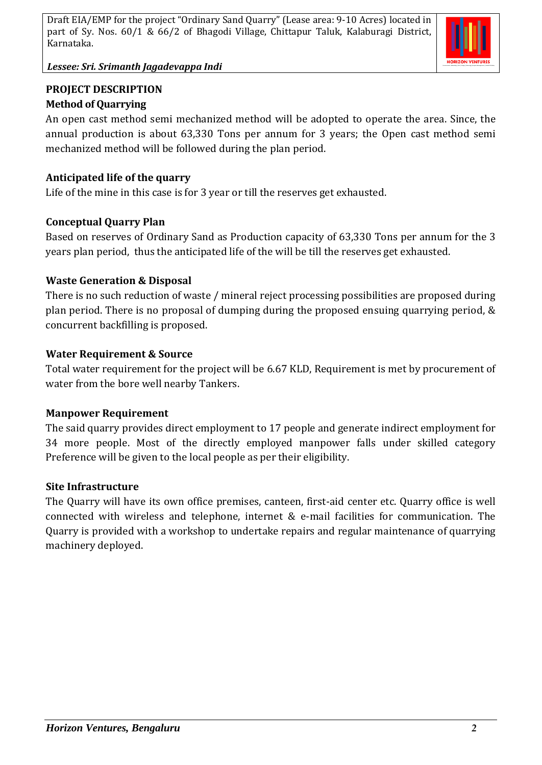## PROJECT DESCRIPTION

### Method of Quarrying

An open cast method semi mechanized method will be adopted to operate the area. Since, the annual production is about 63,330 Tons per annum for 3 years; the Open cast method semi mechanized method will be followed during the plan period.

### Anticipated life of the quarry

Life of the mine in this case is for 3 year or till the reserves get exhausted.

### Conceptual Quarry Plan

Based on reserves of Ordinary Sand as Production capacity of 63,330 Tons per annum for the 3 years plan period, thus the anticipated life of the will be till the reserves get exhausted.

### Waste Generation & Disposal

There is no such reduction of waste / mineral reject processing possibilities are proposed during plan period. There is no proposal of dumping during the proposed ensuing quarrying period, & concurrent backfilling is proposed.

### Water Requirement & Source

Total water requirement for the project will be 6.67 KLD, Requirement is met by procurement of water from the bore well nearby Tankers.

### Manpower Requirement

The said quarry provides direct employment to 17 people and generate indirect employment for 34 more people. Most of the directly employed manpower falls under skilled category Preference will be given to the local people as per their eligibility.

### Site Infrastructure

The Quarry will have its own office premises, canteen, first-aid center etc. Quarry office is well connected with wireless and telephone, internet & e-mail facilities for communication. The Quarry is provided with a workshop to undertake repairs and regular maintenance of quarrying machinery deployed.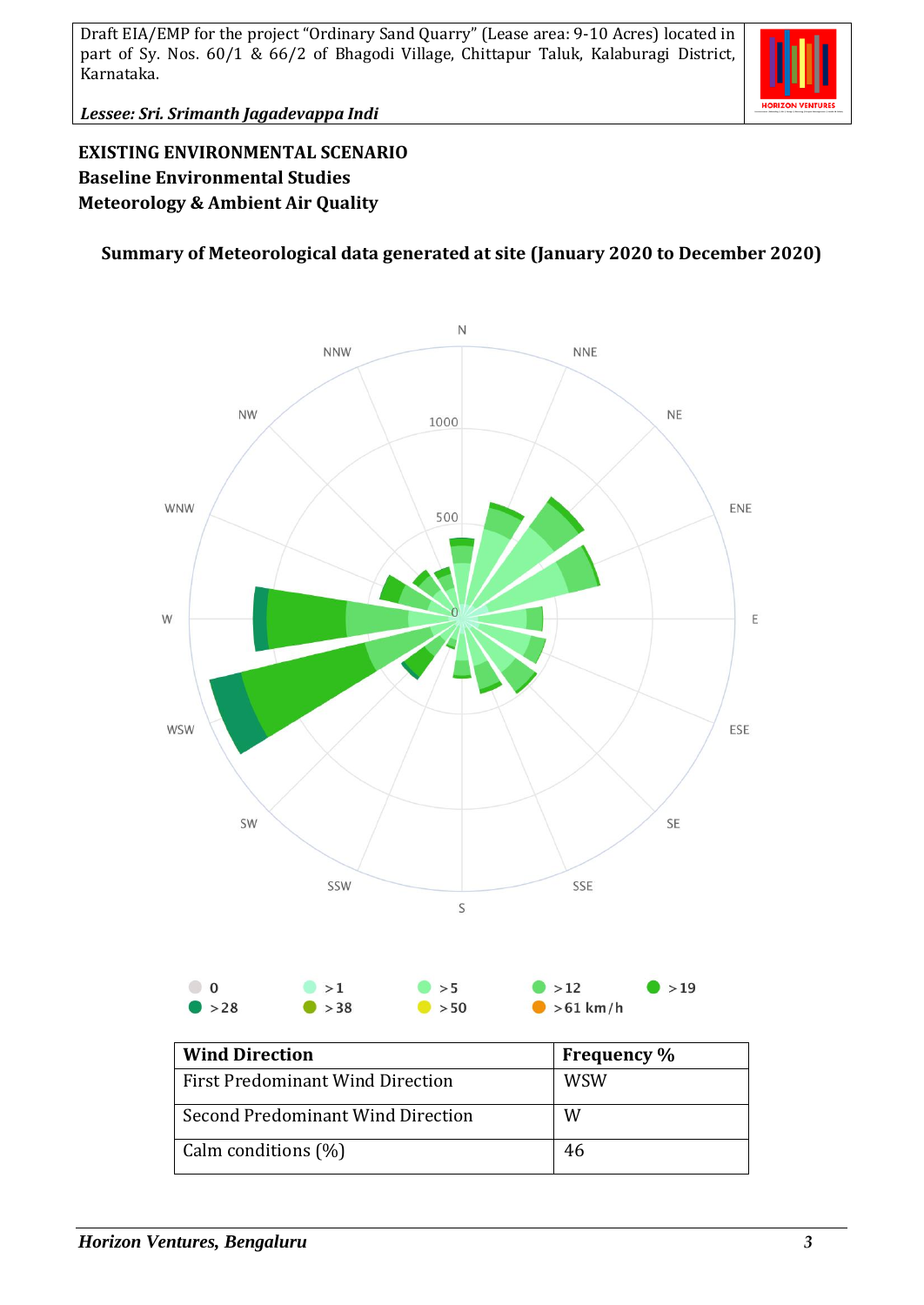**EXISTING ENVIRONMENTAL SCENARIO**
**Baseline Environmental Studies**
**Meteorology & Ambient Air Quality**

## Summary of Meteorological data generated at site (January 2020 to December 2020)

| Wind Direction | Frequency % |
|---|---|
| First Predominant Wind Direction | WSW |
| Second Predominant Wind Direction | W |
| Calm conditions (%) | 46 |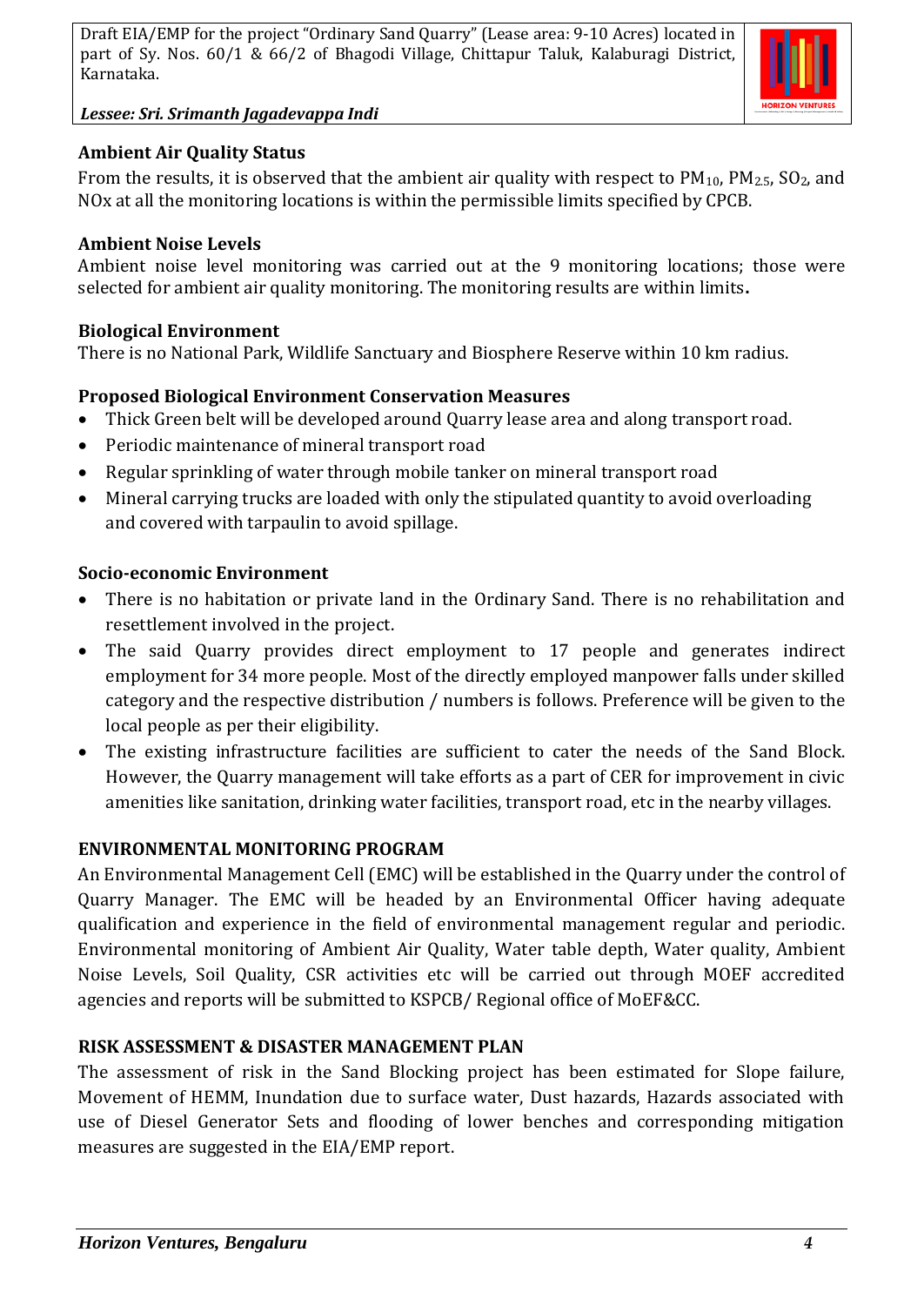**Ambient Air Quality Status**

From the results, it is observed that the ambient air quality with respect to $PM_{10}$, $PM_{2.5}$, $SO_2$, and NOx at all the monitoring locations is within the permissible limits specified by CPCB.

**Ambient Noise Levels**

Ambient noise level monitoring was carried out at the 9 monitoring locations; those were selected for ambient air quality monitoring. The monitoring results are within limits**.**

**Biological Environment**

There is no National Park, Wildlife Sanctuary and Biosphere Reserve within 10 km radius.

**Proposed Biological Environment Conservation Measures**

- Thick Green belt will be developed around Quarry lease area and along transport road.
- Periodic maintenance of mineral transport road
- Regular sprinkling of water through mobile tanker on mineral transport road
- Mineral carrying trucks are loaded with only the stipulated quantity to avoid overloading and covered with tarpaulin to avoid spillage.

**Socio-economic Environment**

- There is no habitation or private land in the Ordinary Sand. There is no rehabilitation and resettlement involved in the project.
- The said Quarry provides direct employment to 17 people and generates indirect employment for 34 more people. Most of the directly employed manpower falls under skilled category and the respective distribution / numbers is follows. Preference will be given to the local people as per their eligibility.
- The existing infrastructure facilities are sufficient to cater the needs of the Sand Block. However, the Quarry management will take efforts as a part of CER for improvement in civic amenities like sanitation, drinking water facilities, transport road, etc in the nearby villages.

**ENVIRONMENTAL MONITORING PROGRAM**

An Environmental Management Cell (EMC) will be established in the Quarry under the control of Quarry Manager. The EMC will be headed by an Environmental Officer having adequate qualification and experience in the field of environmental management regular and periodic. Environmental monitoring of Ambient Air Quality, Water table depth, Water quality, Ambient Noise Levels, Soil Quality, CSR activities etc will be carried out through MOEF accredited agencies and reports will be submitted to KSPCB/ Regional office of MoEF&CC.

**RISK ASSESSMENT & DISASTER MANAGEMENT PLAN**

The assessment of risk in the Sand Blocking project has been estimated for Slope failure, Movement of HEMM, Inundation due to surface water, Dust hazards, Hazards associated with use of Diesel Generator Sets and flooding of lower benches and corresponding mitigation measures are suggested in the EIA/EMP report.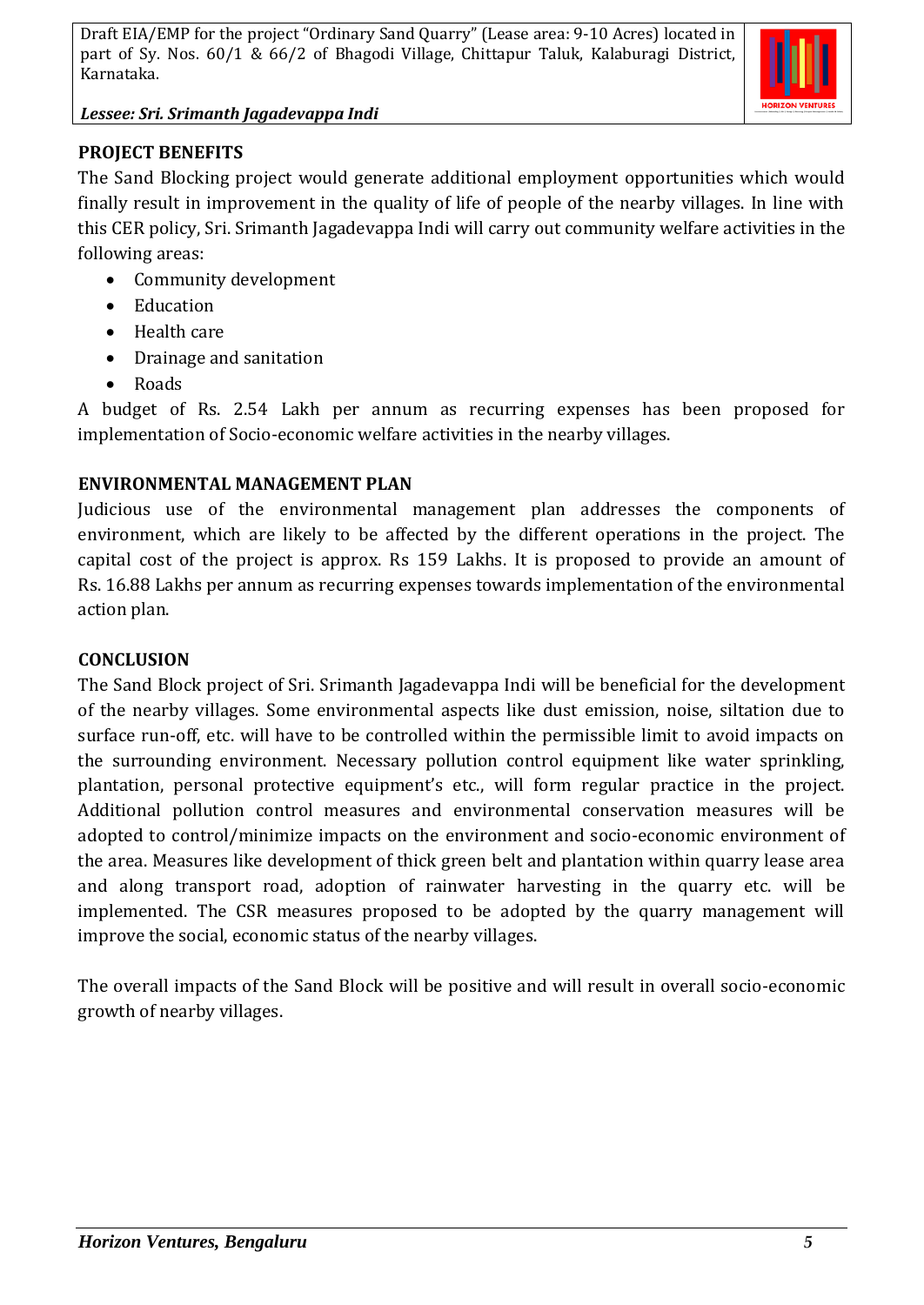## PROJECT BENEFITS

The Sand Blocking project would generate additional employment opportunities which would finally result in improvement in the quality of life of people of the nearby villages. In line with this CER policy, Sri. Srimanth Jagadevappa Indi will carry out community welfare activities in the following areas:

- Community development
- Education
- Health care
- Drainage and sanitation
- Roads

A budget of Rs. 2.54 Lakh per annum as recurring expenses has been proposed for implementation of Socio-economic welfare activities in the nearby villages.

## ENVIRONMENTAL MANAGEMENT PLAN

Judicious use of the environmental management plan addresses the components of environment, which are likely to be affected by the different operations in the project. The capital cost of the project is approx. Rs 159 Lakhs. It is proposed to provide an amount of Rs. 16.88 Lakhs per annum as recurring expenses towards implementation of the environmental action plan.

## CONCLUSION

The Sand Block project of Sri. Srimanth Jagadevappa Indi will be beneficial for the development of the nearby villages. Some environmental aspects like dust emission, noise, siltation due to surface run-off, etc. will have to be controlled within the permissible limit to avoid impacts on the surrounding environment. Necessary pollution control equipment like water sprinkling, plantation, personal protective equipment's etc., will form regular practice in the project. Additional pollution control measures and environmental conservation measures will be adopted to control/minimize impacts on the environment and socio-economic environment of the area. Measures like development of thick green belt and plantation within quarry lease area and along transport road, adoption of rainwater harvesting in the quarry etc. will be implemented. The CSR measures proposed to be adopted by the quarry management will improve the social, economic status of the nearby villages.

The overall impacts of the Sand Block will be positive and will result in overall socio-economic growth of nearby villages.